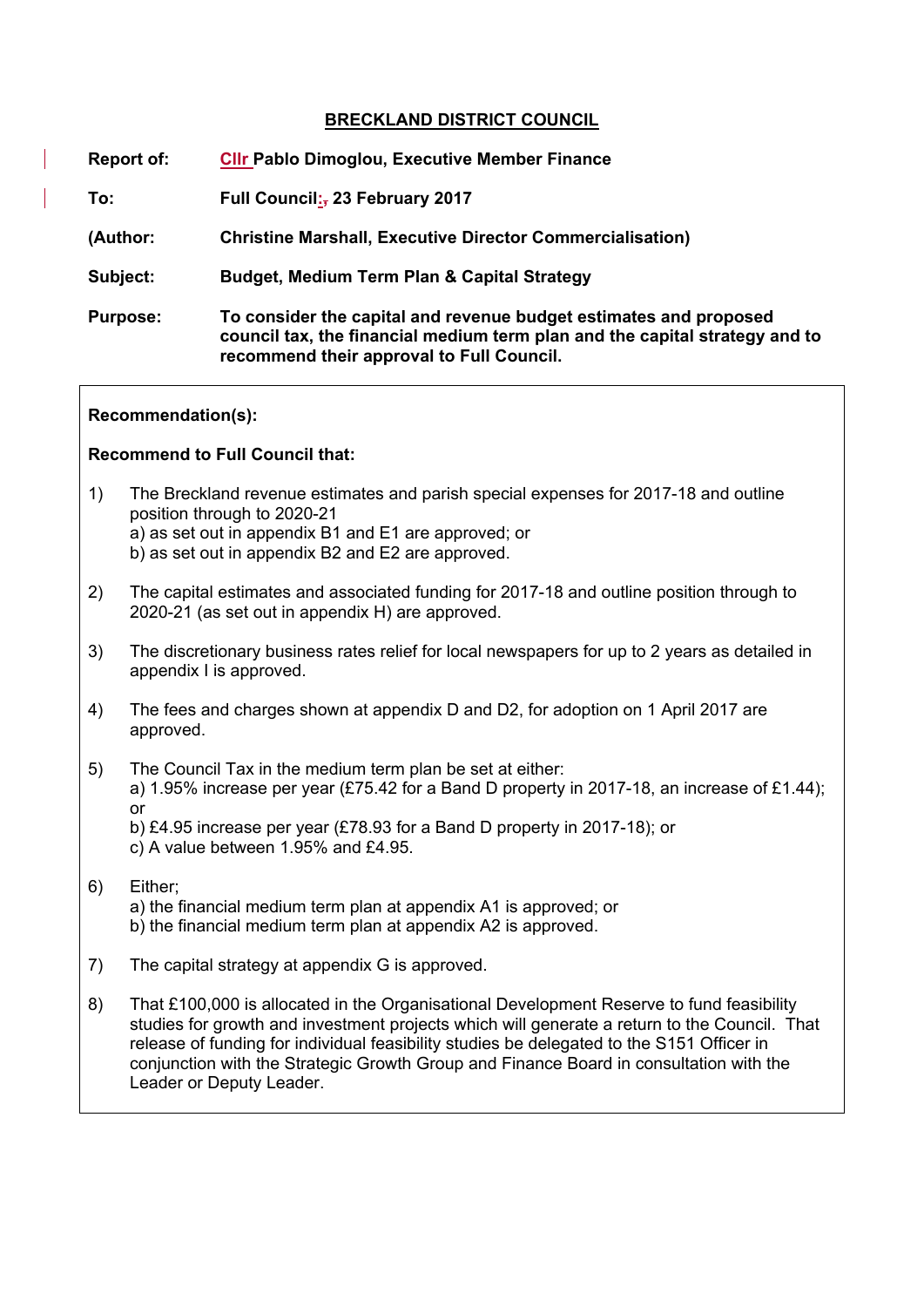# BRECKLAND DISTRICT COUNCIL

**Report of:** **Cllr Pablo Dimoglou, Executive Member Finance**

**To:** **Full Council: 23 February 2017**

**(Author:** **Christine Marshall, Executive Director Commercialisation)**

**Subject:** **Budget, Medium Term Plan & Capital Strategy**

**Purpose:** **To consider the capital and revenue budget estimates and proposed council tax, the financial medium term plan and the capital strategy and to recommend their approval to Full Council.**

---

**Recommendation(s):**

**Recommend to Full Council that:**

1) The Breckland revenue estimates and parish special expenses for 2017-18 and outline position through to 2020-21
   a) as set out in appendix B1 and E1 are approved; or
   b) as set out in appendix B2 and E2 are approved.

2) The capital estimates and associated funding for 2017-18 and outline position through to 2020-21 (as set out in appendix H) are approved.

3) The discretionary business rates relief for local newspapers for up to 2 years as detailed in appendix I is approved.

4) The fees and charges shown at appendix D and D2, for adoption on 1 April 2017 are approved.

5) The Council Tax in the medium term plan be set at either:
   a) 1.95% increase per year (£75.42 for a Band D property in 2017-18, an increase of £1.44); or
   b) £4.95 increase per year (£78.93 for a Band D property in 2017-18); or
   c) A value between 1.95% and £4.95.

6) Either;
   a) the financial medium term plan at appendix A1 is approved; or
   b) the financial medium term plan at appendix A2 is approved.

7) The capital strategy at appendix G is approved.

8) That £100,000 is allocated in the Organisational Development Reserve to fund feasibility studies for growth and investment projects which will generate a return to the Council. That release of funding for individual feasibility studies be delegated to the S151 Officer in conjunction with the Strategic Growth Group and Finance Board in consultation with the Leader or Deputy Leader.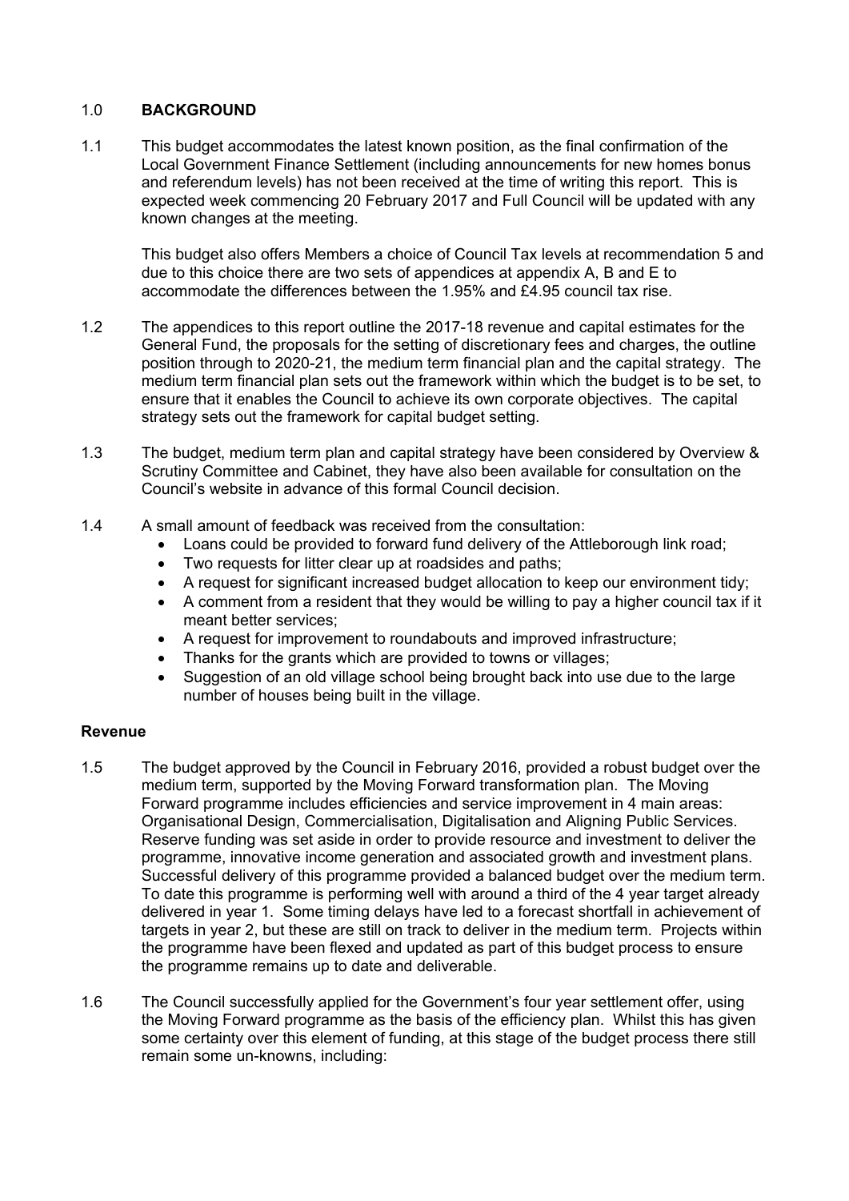## 1.0 **BACKGROUND**

1.1 This budget accommodates the latest known position, as the final confirmation of the Local Government Finance Settlement (including announcements for new homes bonus and referendum levels) has not been received at the time of writing this report. This is expected week commencing 20 February 2017 and Full Council will be updated with any known changes at the meeting.

This budget also offers Members a choice of Council Tax levels at recommendation 5 and due to this choice there are two sets of appendices at appendix A, B and E to accommodate the differences between the 1.95% and £4.95 council tax rise.

1.2 The appendices to this report outline the 2017-18 revenue and capital estimates for the General Fund, the proposals for the setting of discretionary fees and charges, the outline position through to 2020-21, the medium term financial plan and the capital strategy. The medium term financial plan sets out the framework within which the budget is to be set, to ensure that it enables the Council to achieve its own corporate objectives. The capital strategy sets out the framework for capital budget setting.

1.3 The budget, medium term plan and capital strategy have been considered by Overview & Scrutiny Committee and Cabinet, they have also been available for consultation on the Council's website in advance of this formal Council decision.

1.4 A small amount of feedback was received from the consultation:

- Loans could be provided to forward fund delivery of the Attleborough link road;
- Two requests for litter clear up at roadsides and paths;
- A request for significant increased budget allocation to keep our environment tidy;
- A comment from a resident that they would be willing to pay a higher council tax if it meant better services;
- A request for improvement to roundabouts and improved infrastructure;
- Thanks for the grants which are provided to towns or villages;
- Suggestion of an old village school being brought back into use due to the large number of houses being built in the village.

### Revenue

1.5 The budget approved by the Council in February 2016, provided a robust budget over the medium term, supported by the Moving Forward transformation plan. The Moving Forward programme includes efficiencies and service improvement in 4 main areas: Organisational Design, Commercialisation, Digitalisation and Aligning Public Services. Reserve funding was set aside in order to provide resource and investment to deliver the programme, innovative income generation and associated growth and investment plans. Successful delivery of this programme provided a balanced budget over the medium term. To date this programme is performing well with around a third of the 4 year target already delivered in year 1. Some timing delays have led to a forecast shortfall in achievement of targets in year 2, but these are still on track to deliver in the medium term. Projects within the programme have been flexed and updated as part of this budget process to ensure the programme remains up to date and deliverable.

1.6 The Council successfully applied for the Government's four year settlement offer, using the Moving Forward programme as the basis of the efficiency plan. Whilst this has given some certainty over this element of funding, at this stage of the budget process there still remain some un-knowns, including: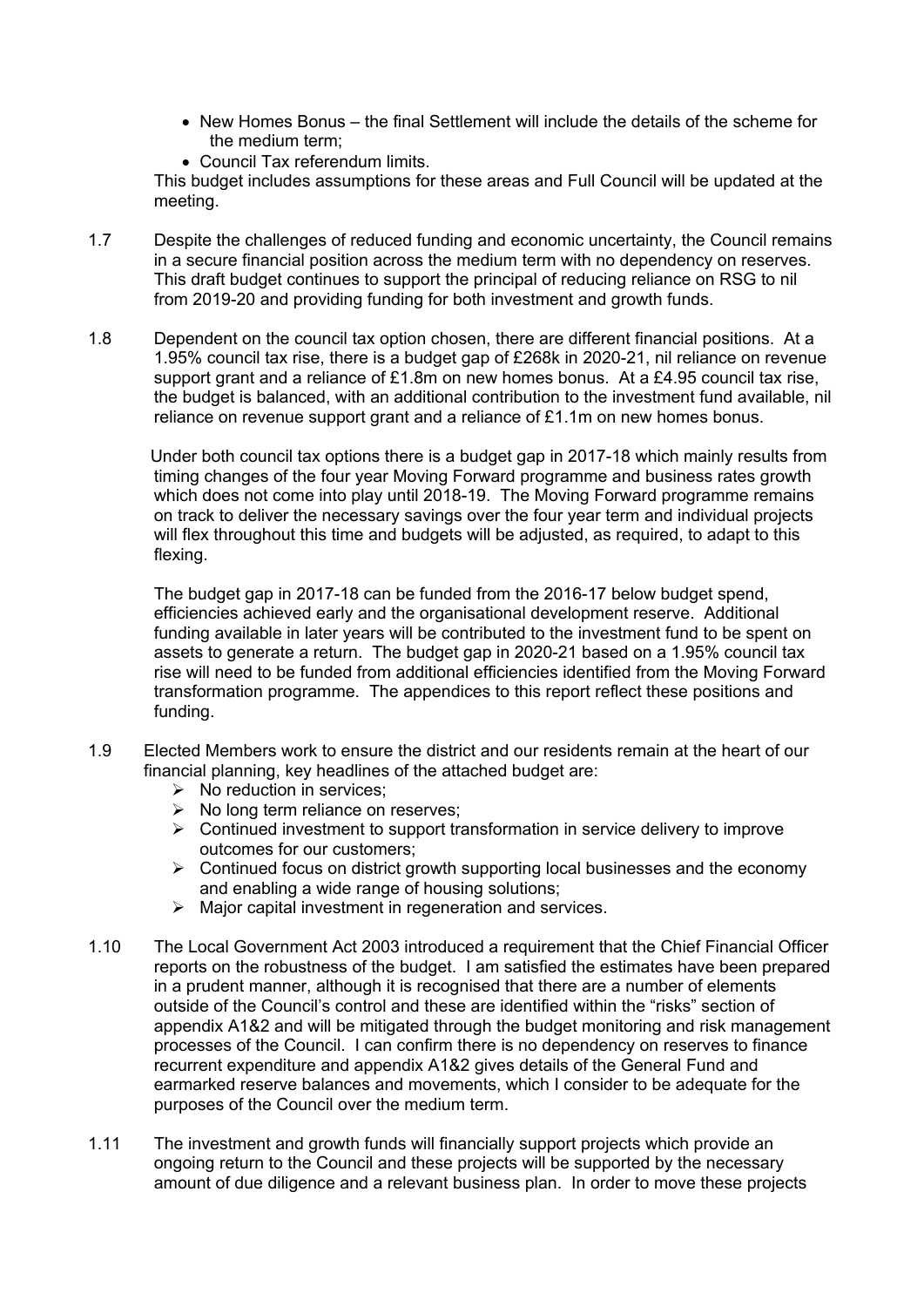- New Homes Bonus – the final Settlement will include the details of the scheme for the medium term;
- Council Tax referendum limits.

This budget includes assumptions for these areas and Full Council will be updated at the meeting.

1.7 Despite the challenges of reduced funding and economic uncertainty, the Council remains in a secure financial position across the medium term with no dependency on reserves. This draft budget continues to support the principal of reducing reliance on RSG to nil from 2019-20 and providing funding for both investment and growth funds.

1.8 Dependent on the council tax option chosen, there are different financial positions. At a 1.95% council tax rise, there is a budget gap of £268k in 2020-21, nil reliance on revenue support grant and a reliance of £1.8m on new homes bonus. At a £4.95 council tax rise, the budget is balanced, with an additional contribution to the investment fund available, nil reliance on revenue support grant and a reliance of £1.1m on new homes bonus.

Under both council tax options there is a budget gap in 2017-18 which mainly results from timing changes of the four year Moving Forward programme and business rates growth which does not come into play until 2018-19. The Moving Forward programme remains on track to deliver the necessary savings over the four year term and individual projects will flex throughout this time and budgets will be adjusted, as required, to adapt to this flexing.

The budget gap in 2017-18 can be funded from the 2016-17 below budget spend, efficiencies achieved early and the organisational development reserve. Additional funding available in later years will be contributed to the investment fund to be spent on assets to generate a return. The budget gap in 2020-21 based on a 1.95% council tax rise will need to be funded from additional efficiencies identified from the Moving Forward transformation programme. The appendices to this report reflect these positions and funding.

1.9 Elected Members work to ensure the district and our residents remain at the heart of our financial planning, key headlines of the attached budget are:
- No reduction in services;
- No long term reliance on reserves;
- Continued investment to support transformation in service delivery to improve outcomes for our customers;
- Continued focus on district growth supporting local businesses and the economy and enabling a wide range of housing solutions;
- Major capital investment in regeneration and services.

1.10 The Local Government Act 2003 introduced a requirement that the Chief Financial Officer reports on the robustness of the budget. I am satisfied the estimates have been prepared in a prudent manner, although it is recognised that there are a number of elements outside of the Council's control and these are identified within the "risks" section of appendix A1&2 and will be mitigated through the budget monitoring and risk management processes of the Council. I can confirm there is no dependency on reserves to finance recurrent expenditure and appendix A1&2 gives details of the General Fund and earmarked reserve balances and movements, which I consider to be adequate for the purposes of the Council over the medium term.

1.11 The investment and growth funds will financially support projects which provide an ongoing return to the Council and these projects will be supported by the necessary amount of due diligence and a relevant business plan. In order to move these projects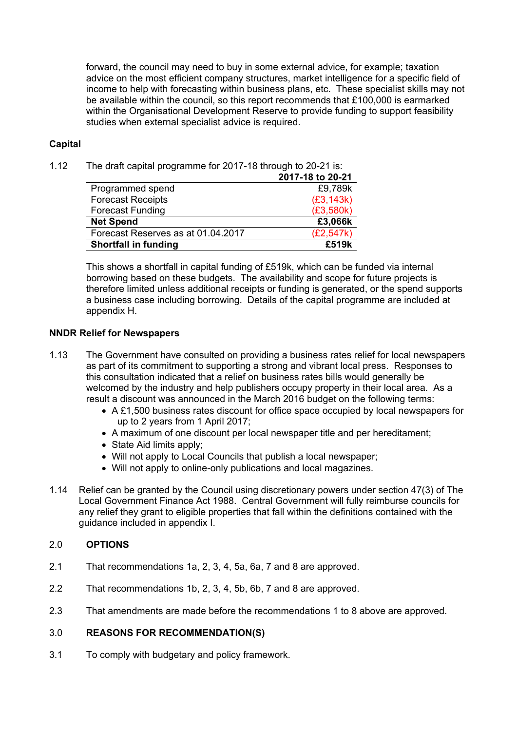forward, the council may need to buy in some external advice, for example; taxation advice on the most efficient company structures, market intelligence for a specific field of income to help with forecasting within business plans, etc. These specialist skills may not be available within the council, so this report recommends that £100,000 is earmarked within the Organisational Development Reserve to provide funding to support feasibility studies when external specialist advice is required.

**Capital**

1.12 The draft capital programme for 2017-18 through to 20-21 is:

| | **2017-18 to 20-21** |
|---|---|
| Programmed spend | £9,789k |
| Forecast Receipts | (£3,143k) |
| Forecast Funding | (£3,580k) |
| **Net Spend** | **£3,066k** |
| Forecast Reserves as at 01.04.2017 | (£2,547k) |
| **Shortfall in funding** | **£519k** |

This shows a shortfall in capital funding of £519k, which can be funded via internal borrowing based on these budgets. The availability and scope for future projects is therefore limited unless additional receipts or funding is generated, or the spend supports a business case including borrowing. Details of the capital programme are included at appendix H.

**NNDR Relief for Newspapers**

1.13 The Government have consulted on providing a business rates relief for local newspapers as part of its commitment to supporting a strong and vibrant local press. Responses to this consultation indicated that a relief on business rates bills would generally be welcomed by the industry and help publishers occupy property in their local area. As a result a discount was announced in the March 2016 budget on the following terms:

- A £1,500 business rates discount for office space occupied by local newspapers for up to 2 years from 1 April 2017;
- A maximum of one discount per local newspaper title and per hereditament;
- State Aid limits apply;
- Will not apply to Local Councils that publish a local newspaper;
- Will not apply to online-only publications and local magazines.

1.14 Relief can be granted by the Council using discretionary powers under section 47(3) of The Local Government Finance Act 1988. Central Government will fully reimburse councils for any relief they grant to eligible properties that fall within the definitions contained with the guidance included in appendix I.

## 2.0 OPTIONS

2.1 That recommendations 1a, 2, 3, 4, 5a, 6a, 7 and 8 are approved.

2.2 That recommendations 1b, 2, 3, 4, 5b, 6b, 7 and 8 are approved.

2.3 That amendments are made before the recommendations 1 to 8 above are approved.

## 3.0 REASONS FOR RECOMMENDATION(S)

3.1 To comply with budgetary and policy framework.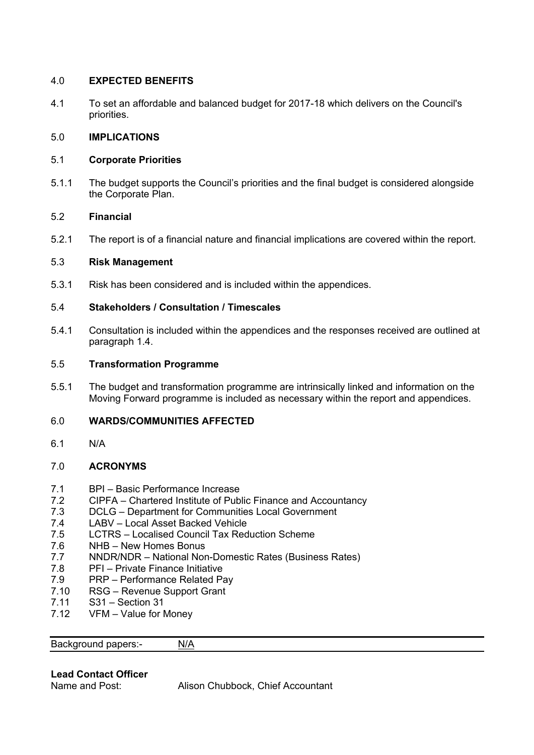## 4.0 EXPECTED BENEFITS

4.1 To set an affordable and balanced budget for 2017-18 which delivers on the Council's priorities.

## 5.0 IMPLICATIONS

### 5.1 Corporate Priorities

5.1.1 The budget supports the Council's priorities and the final budget is considered alongside the Corporate Plan.

### 5.2 Financial

5.2.1 The report is of a financial nature and financial implications are covered within the report.

### 5.3 Risk Management

5.3.1 Risk has been considered and is included within the appendices.

### 5.4 Stakeholders / Consultation / Timescales

5.4.1 Consultation is included within the appendices and the responses received are outlined at paragraph 1.4.

### 5.5 Transformation Programme

5.5.1 The budget and transformation programme are intrinsically linked and information on the Moving Forward programme is included as necessary within the report and appendices.

## 6.0 WARDS/COMMUNITIES AFFECTED

6.1 N/A

## 7.0 ACRONYMS

7.1 BPI – Basic Performance Increase
7.2 CIPFA – Chartered Institute of Public Finance and Accountancy
7.3 DCLG – Department for Communities Local Government
7.4 LABV – Local Asset Backed Vehicle
7.5 LCTRS – Localised Council Tax Reduction Scheme
7.6 NHB – New Homes Bonus
7.7 NNDR/NDR – National Non-Domestic Rates (Business Rates)
7.8 PFI – Private Finance Initiative
7.9 PRP – Performance Related Pay
7.10 RSG – Revenue Support Grant
7.11 S31 – Section 31
7.12 VFM – Value for Money

---

Background papers:- N/A

---

**Lead Contact Officer**
Name and Post: Alison Chubbock, Chief Accountant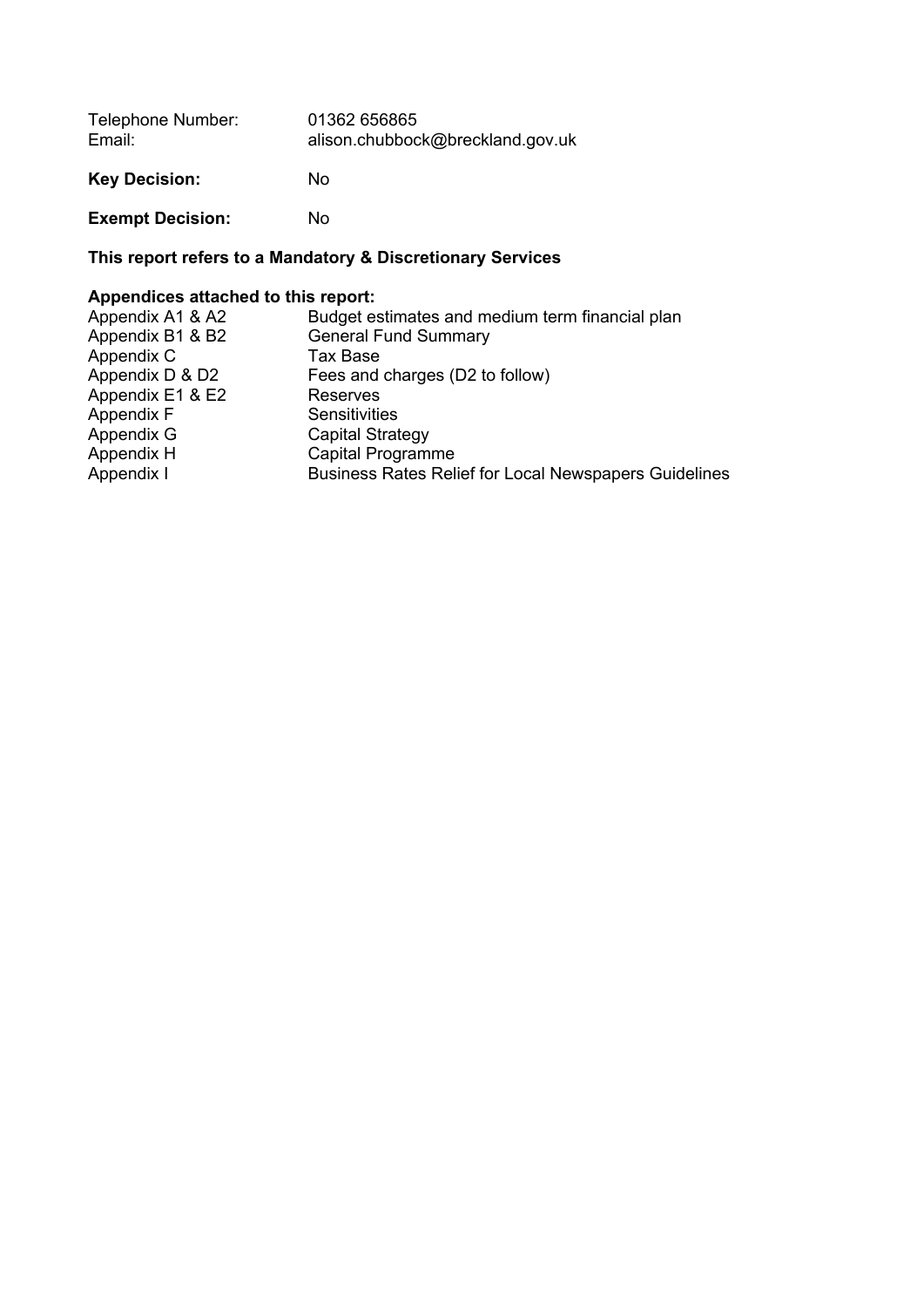| | |
|---|---|
| Telephone Number: | 01362 656865 |
| Email: | alison.chubbock@breckland.gov.uk |

**Key Decision:** No

**Exempt Decision:** No

**This report refers to a Mandatory & Discretionary Services**

**Appendices attached to this report:**

| | |
|---|---|
| Appendix A1 & A2 | Budget estimates and medium term financial plan |
| Appendix B1 & B2 | General Fund Summary |
| Appendix C | Tax Base |
| Appendix D & D2 | Fees and charges (D2 to follow) |
| Appendix E1 & E2 | Reserves |
| Appendix F | Sensitivities |
| Appendix G | Capital Strategy |
| Appendix H | Capital Programme |
| Appendix I | Business Rates Relief for Local Newspapers Guidelines |